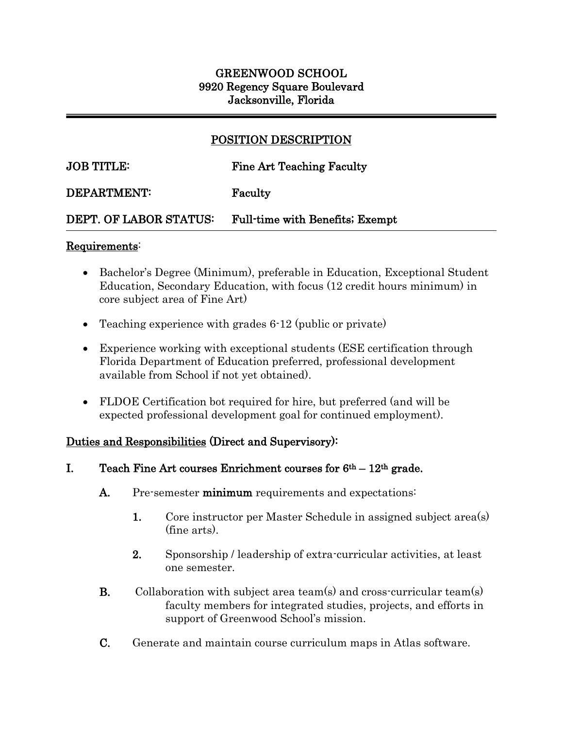**GREENWOOD SCHOOL**
**9920 Regency Square Boulevard**
**Jacksonville, Florida**

---

## POSITION DESCRIPTION

**JOB TITLE:** Fine Art Teaching Faculty

**DEPARTMENT:** Faculty

**DEPT. OF LABOR STATUS:** Full-time with Benefits; Exempt

---

**Requirements**:

- Bachelor's Degree (Minimum), preferable in Education, Exceptional Student Education, Secondary Education, with focus (12 credit hours minimum) in core subject area of Fine Art)
- Teaching experience with grades 6-12 (public or private)
- Experience working with exceptional students (ESE certification through Florida Department of Education preferred, professional development available from School if not yet obtained).
- FLDOE Certification bot required for hire, but preferred (and will be expected professional development goal for continued employment).

**Duties and Responsibilities (Direct and Supervisory):**

**I. Teach Fine Art courses Enrichment courses for 6th – 12th grade.**

**A.** Pre-semester **minimum** requirements and expectations:

**1.** Core instructor per Master Schedule in assigned subject area(s) (fine arts).

**2.** Sponsorship / leadership of extra-curricular activities, at least one semester.

**B.** Collaboration with subject area team(s) and cross-curricular team(s) faculty members for integrated studies, projects, and efforts in support of Greenwood School's mission.

**C.** Generate and maintain course curriculum maps in Atlas software.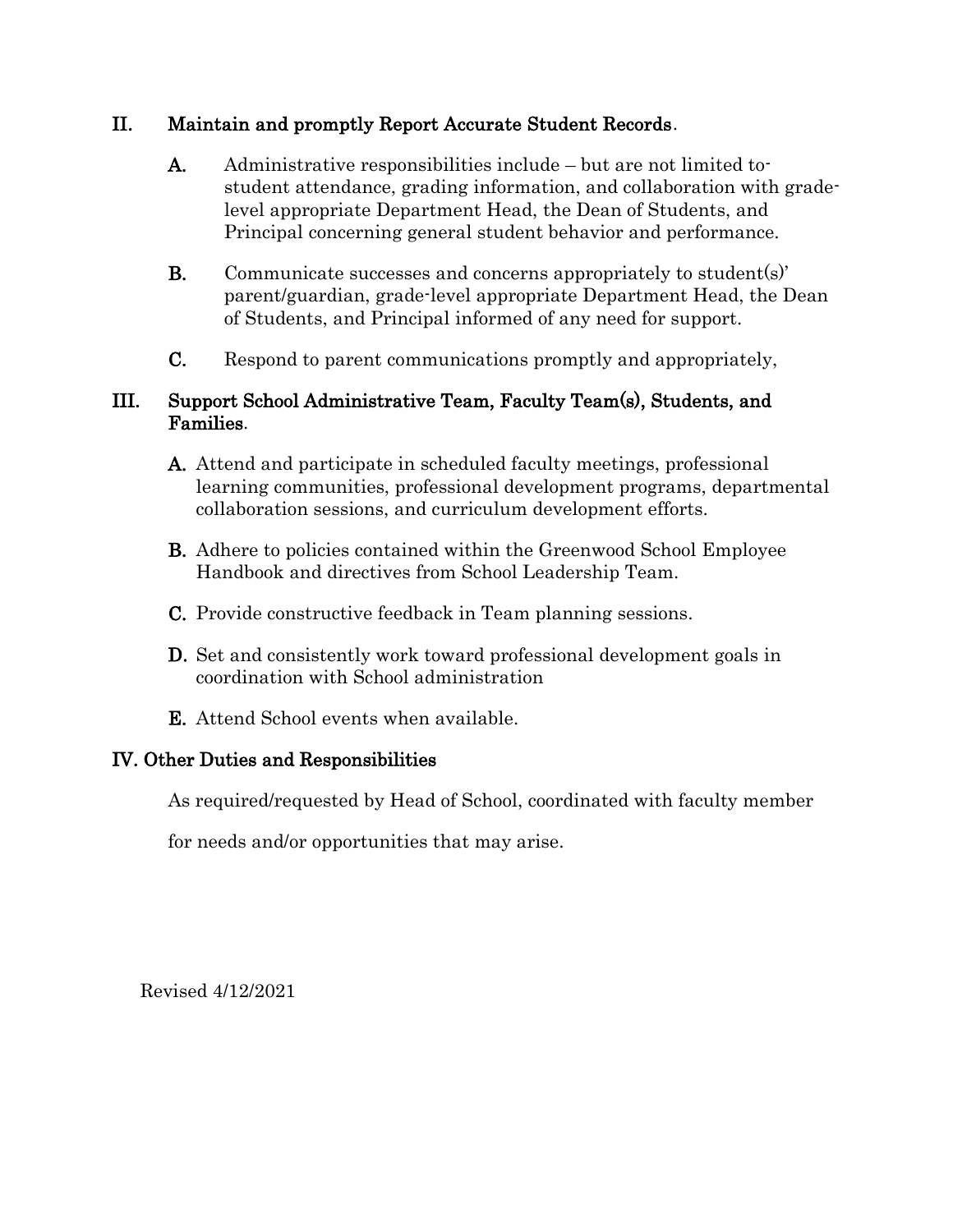## II. Maintain and promptly Report Accurate Student Records.

**A.** Administrative responsibilities include – but are not limited to- student attendance, grading information, and collaboration with grade-level appropriate Department Head, the Dean of Students, and Principal concerning general student behavior and performance.

**B.** Communicate successes and concerns appropriately to student(s)' parent/guardian, grade-level appropriate Department Head, the Dean of Students, and Principal informed of any need for support.

**C.** Respond to parent communications promptly and appropriately,

## III. Support School Administrative Team, Faculty Team(s), Students, and Families.

**A.** Attend and participate in scheduled faculty meetings, professional learning communities, professional development programs, departmental collaboration sessions, and curriculum development efforts.

**B.** Adhere to policies contained within the Greenwood School Employee Handbook and directives from School Leadership Team.

**C.** Provide constructive feedback in Team planning sessions.

**D.** Set and consistently work toward professional development goals in coordination with School administration

**E.** Attend School events when available.

## IV. Other Duties and Responsibilities

As required/requested by Head of School, coordinated with faculty member for needs and/or opportunities that may arise.

Revised 4/12/2021